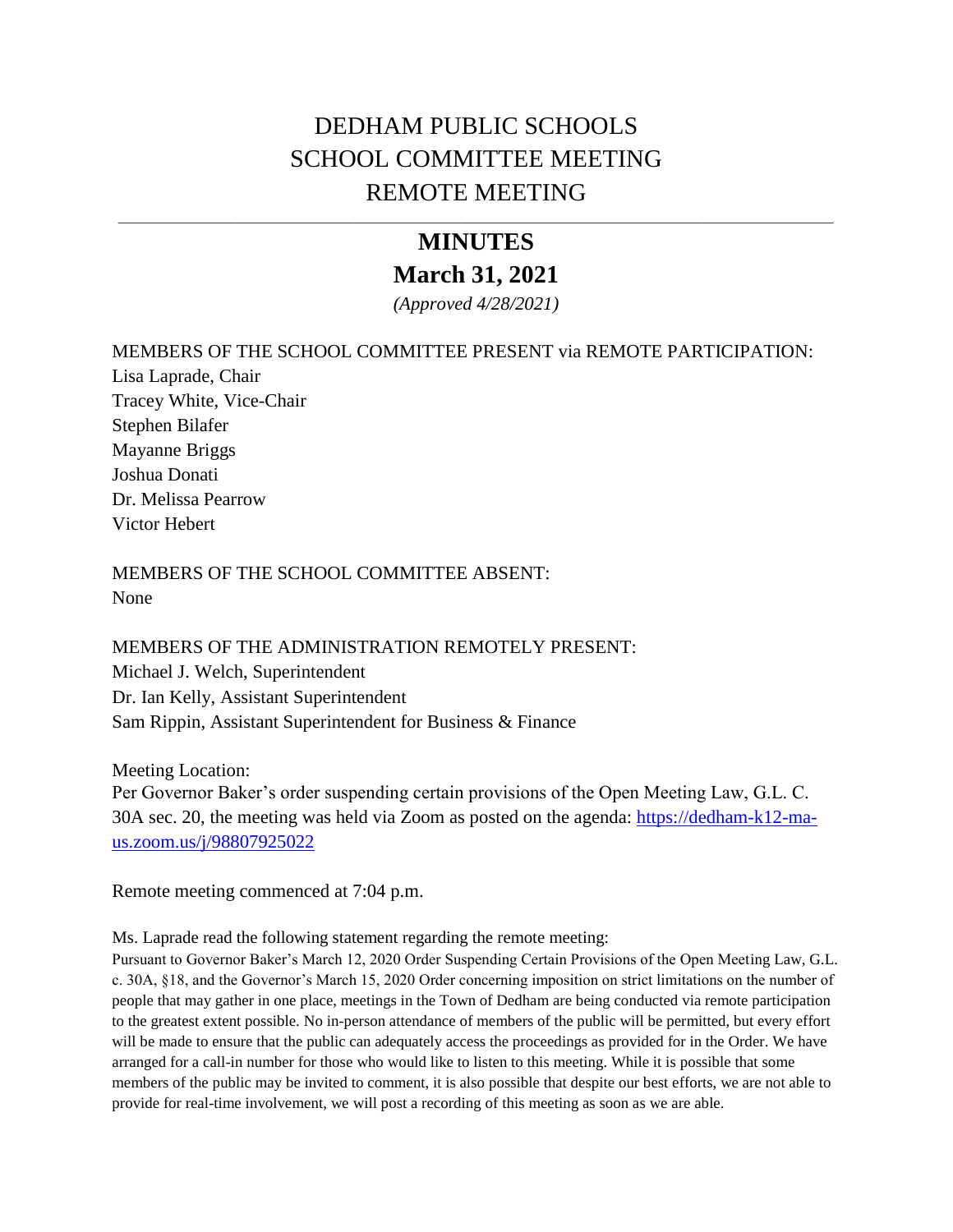# DEDHAM PUBLIC SCHOOLS
# SCHOOL COMMITTEE MEETING
# REMOTE MEETING

---

## MINUTES
## March 31, 2021

*(Approved 4/28/2021)*

MEMBERS OF THE SCHOOL COMMITTEE PRESENT via REMOTE PARTICIPATION:
Lisa Laprade, Chair
Tracey White, Vice-Chair
Stephen Bilafer
Mayanne Briggs
Joshua Donati
Dr. Melissa Pearrow
Victor Hebert

MEMBERS OF THE SCHOOL COMMITTEE ABSENT:
None

MEMBERS OF THE ADMINISTRATION REMOTELY PRESENT:
Michael J. Welch, Superintendent
Dr. Ian Kelly, Assistant Superintendent
Sam Rippin, Assistant Superintendent for Business & Finance

Meeting Location:
Per Governor Baker's order suspending certain provisions of the Open Meeting Law, G.L. C. 30A sec. 20, the meeting was held via Zoom as posted on the agenda: [https://dedham-k12-ma-us.zoom.us/j/98807925022](https://dedham-k12-ma-us.zoom.us/j/98807925022)

Remote meeting commenced at 7:04 p.m.

Ms. Laprade read the following statement regarding the remote meeting:
Pursuant to Governor Baker's March 12, 2020 Order Suspending Certain Provisions of the Open Meeting Law, G.L. c. 30A, §18, and the Governor's March 15, 2020 Order concerning imposition on strict limitations on the number of people that may gather in one place, meetings in the Town of Dedham are being conducted via remote participation to the greatest extent possible. No in-person attendance of members of the public will be permitted, but every effort will be made to ensure that the public can adequately access the proceedings as provided for in the Order. We have arranged for a call-in number for those who would like to listen to this meeting. While it is possible that some members of the public may be invited to comment, it is also possible that despite our best efforts, we are not able to provide for real-time involvement, we will post a recording of this meeting as soon as we are able.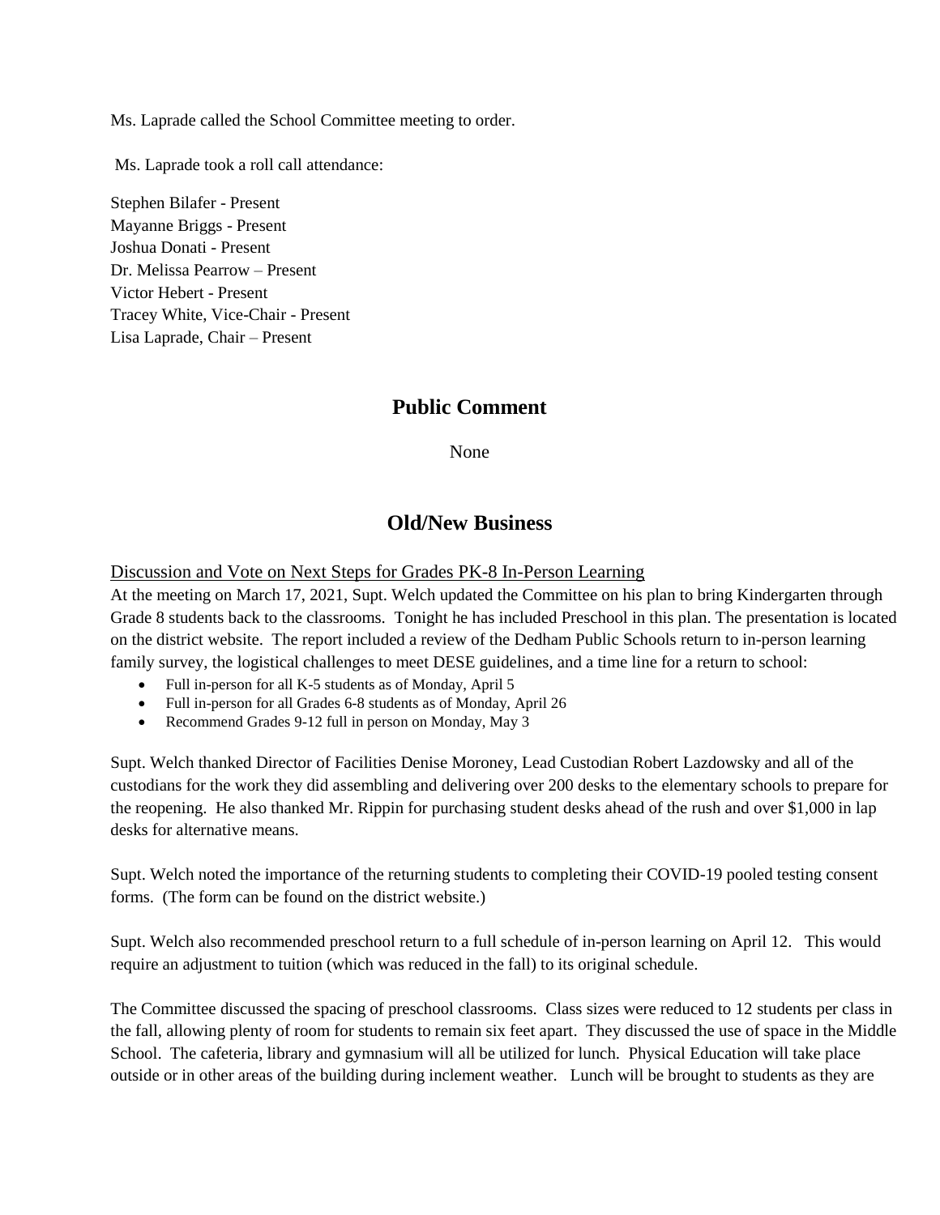Ms. Laprade called the School Committee meeting to order.

Ms. Laprade took a roll call attendance:

Stephen Bilafer - Present
Mayanne Briggs - Present
Joshua Donati - Present
Dr. Melissa Pearrow – Present
Victor Hebert - Present
Tracey White, Vice-Chair - Present
Lisa Laprade, Chair – Present

## Public Comment

None

## Old/New Business

Discussion and Vote on Next Steps for Grades PK-8 In-Person Learning

At the meeting on March 17, 2021, Supt. Welch updated the Committee on his plan to bring Kindergarten through Grade 8 students back to the classrooms. Tonight he has included Preschool in this plan. The presentation is located on the district website. The report included a review of the Dedham Public Schools return to in-person learning family survey, the logistical challenges to meet DESE guidelines, and a time line for a return to school:

- Full in-person for all K-5 students as of Monday, April 5
- Full in-person for all Grades 6-8 students as of Monday, April 26
- Recommend Grades 9-12 full in person on Monday, May 3

Supt. Welch thanked Director of Facilities Denise Moroney, Lead Custodian Robert Lazdowsky and all of the custodians for the work they did assembling and delivering over 200 desks to the elementary schools to prepare for the reopening. He also thanked Mr. Rippin for purchasing student desks ahead of the rush and over $1,000 in lap desks for alternative means.

Supt. Welch noted the importance of the returning students to completing their COVID-19 pooled testing consent forms. (The form can be found on the district website.)

Supt. Welch also recommended preschool return to a full schedule of in-person learning on April 12. This would require an adjustment to tuition (which was reduced in the fall) to its original schedule.

The Committee discussed the spacing of preschool classrooms. Class sizes were reduced to 12 students per class in the fall, allowing plenty of room for students to remain six feet apart. They discussed the use of space in the Middle School. The cafeteria, library and gymnasium will all be utilized for lunch. Physical Education will take place outside or in other areas of the building during inclement weather. Lunch will be brought to students as they are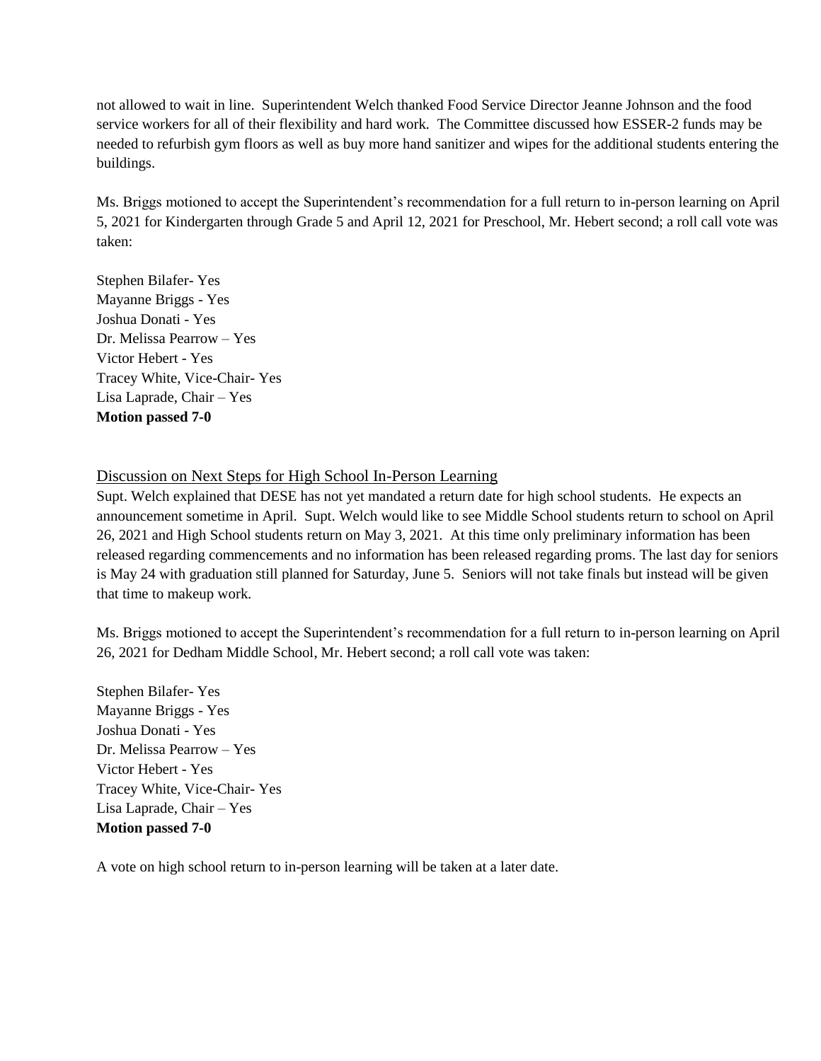not allowed to wait in line. Superintendent Welch thanked Food Service Director Jeanne Johnson and the food service workers for all of their flexibility and hard work. The Committee discussed how ESSER-2 funds may be needed to refurbish gym floors as well as buy more hand sanitizer and wipes for the additional students entering the buildings.

Ms. Briggs motioned to accept the Superintendent's recommendation for a full return to in-person learning on April 5, 2021 for Kindergarten through Grade 5 and April 12, 2021 for Preschool, Mr. Hebert second; a roll call vote was taken:

Stephen Bilafer- Yes
Mayanne Briggs - Yes
Joshua Donati - Yes
Dr. Melissa Pearrow – Yes
Victor Hebert - Yes
Tracey White, Vice-Chair- Yes
Lisa Laprade, Chair – Yes
**Motion passed 7-0**

## Discussion on Next Steps for High School In-Person Learning

Supt. Welch explained that DESE has not yet mandated a return date for high school students. He expects an announcement sometime in April. Supt. Welch would like to see Middle School students return to school on April 26, 2021 and High School students return on May 3, 2021. At this time only preliminary information has been released regarding commencements and no information has been released regarding proms. The last day for seniors is May 24 with graduation still planned for Saturday, June 5. Seniors will not take finals but instead will be given that time to makeup work.

Ms. Briggs motioned to accept the Superintendent's recommendation for a full return to in-person learning on April 26, 2021 for Dedham Middle School, Mr. Hebert second; a roll call vote was taken:

Stephen Bilafer- Yes
Mayanne Briggs - Yes
Joshua Donati - Yes
Dr. Melissa Pearrow – Yes
Victor Hebert - Yes
Tracey White, Vice-Chair- Yes
Lisa Laprade, Chair – Yes
**Motion passed 7-0**

A vote on high school return to in-person learning will be taken at a later date.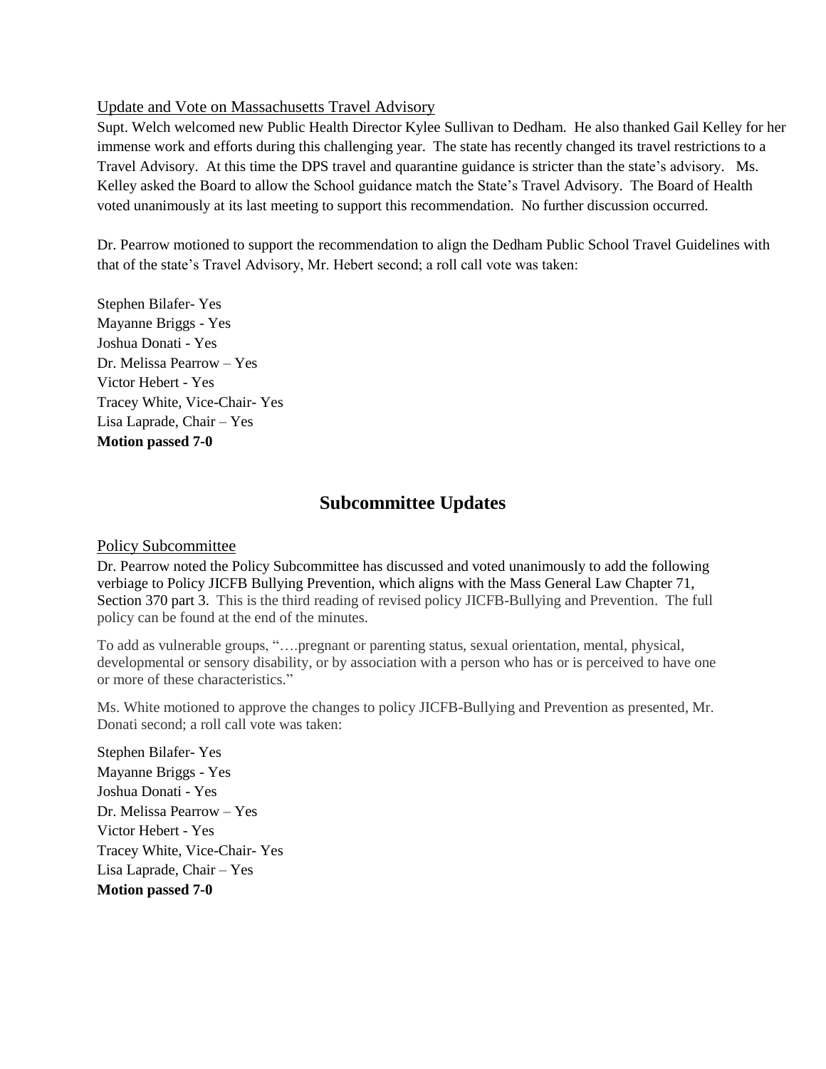Update and Vote on Massachusetts Travel Advisory

Supt. Welch welcomed new Public Health Director Kylee Sullivan to Dedham. He also thanked Gail Kelley for her immense work and efforts during this challenging year. The state has recently changed its travel restrictions to a Travel Advisory. At this time the DPS travel and quarantine guidance is stricter than the state's advisory. Ms. Kelley asked the Board to allow the School guidance match the State's Travel Advisory. The Board of Health voted unanimously at its last meeting to support this recommendation. No further discussion occurred.

Dr. Pearrow motioned to support the recommendation to align the Dedham Public School Travel Guidelines with that of the state's Travel Advisory, Mr. Hebert second; a roll call vote was taken:

Stephen Bilafer- Yes
Mayanne Briggs - Yes
Joshua Donati - Yes
Dr. Melissa Pearrow – Yes
Victor Hebert - Yes
Tracey White, Vice-Chair- Yes
Lisa Laprade, Chair – Yes
**Motion passed 7-0**

## Subcommittee Updates

Policy Subcommittee

Dr. Pearrow noted the Policy Subcommittee has discussed and voted unanimously to add the following verbiage to Policy JICFB Bullying Prevention, which aligns with the Mass General Law Chapter 71, Section 370 part 3. This is the third reading of revised policy JICFB-Bullying and Prevention. The full policy can be found at the end of the minutes.

To add as vulnerable groups, "….pregnant or parenting status, sexual orientation, mental, physical, developmental or sensory disability, or by association with a person who has or is perceived to have one or more of these characteristics."

Ms. White motioned to approve the changes to policy JICFB-Bullying and Prevention as presented, Mr. Donati second; a roll call vote was taken:

Stephen Bilafer- Yes
Mayanne Briggs - Yes
Joshua Donati - Yes
Dr. Melissa Pearrow – Yes
Victor Hebert - Yes
Tracey White, Vice-Chair- Yes
Lisa Laprade, Chair – Yes
**Motion passed 7-0**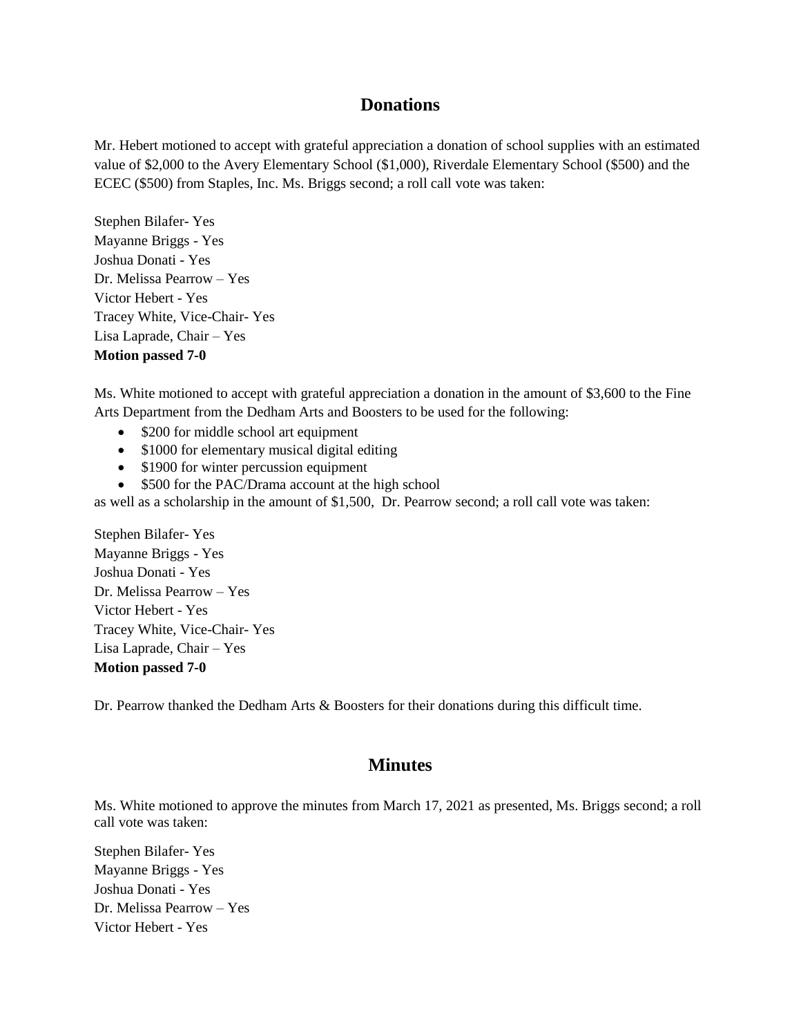## Donations

Mr. Hebert motioned to accept with grateful appreciation a donation of school supplies with an estimated value of $2,000 to the Avery Elementary School ($1,000), Riverdale Elementary School ($500) and the ECEC ($500) from Staples, Inc. Ms. Briggs second; a roll call vote was taken:

Stephen Bilafer- Yes
Mayanne Briggs - Yes
Joshua Donati - Yes
Dr. Melissa Pearrow – Yes
Victor Hebert - Yes
Tracey White, Vice-Chair- Yes
Lisa Laprade, Chair – Yes
**Motion passed 7-0**

Ms. White motioned to accept with grateful appreciation a donation in the amount of $3,600 to the Fine Arts Department from the Dedham Arts and Boosters to be used for the following:

- $200 for middle school art equipment
- $1000 for elementary musical digital editing
- $1900 for winter percussion equipment
- $500 for the PAC/Drama account at the high school

as well as a scholarship in the amount of $1,500, Dr. Pearrow second; a roll call vote was taken:

Stephen Bilafer- Yes
Mayanne Briggs - Yes
Joshua Donati - Yes
Dr. Melissa Pearrow – Yes
Victor Hebert - Yes
Tracey White, Vice-Chair- Yes
Lisa Laprade, Chair – Yes
**Motion passed 7-0**

Dr. Pearrow thanked the Dedham Arts & Boosters for their donations during this difficult time.

## Minutes

Ms. White motioned to approve the minutes from March 17, 2021 as presented, Ms. Briggs second; a roll call vote was taken:

Stephen Bilafer- Yes
Mayanne Briggs - Yes
Joshua Donati - Yes
Dr. Melissa Pearrow – Yes
Victor Hebert - Yes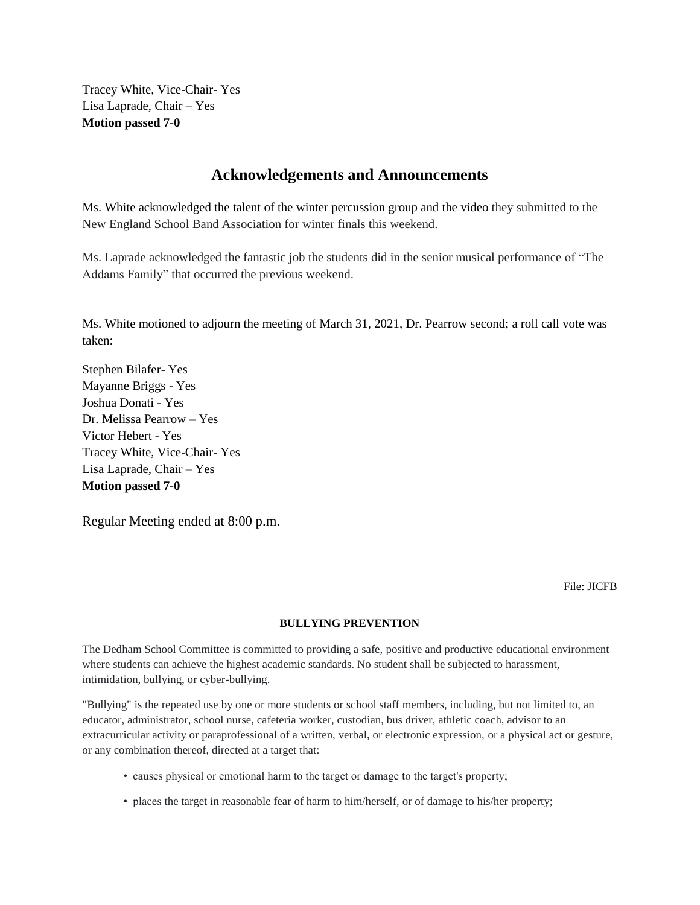Tracey White, Vice-Chair- Yes
Lisa Laprade, Chair – Yes
**Motion passed 7-0**

## Acknowledgements and Announcements

Ms. White acknowledged the talent of the winter percussion group and the video they submitted to the New England School Band Association for winter finals this weekend.

Ms. Laprade acknowledged the fantastic job the students did in the senior musical performance of "The Addams Family" that occurred the previous weekend.

Ms. White motioned to adjourn the meeting of March 31, 2021, Dr. Pearrow second; a roll call vote was taken:

Stephen Bilafer- Yes
Mayanne Briggs - Yes
Joshua Donati - Yes
Dr. Melissa Pearrow – Yes
Victor Hebert - Yes
Tracey White, Vice-Chair- Yes
Lisa Laprade, Chair – Yes
**Motion passed 7-0**

Regular Meeting ended at 8:00 p.m.

File: JICFB

### BULLYING PREVENTION

The Dedham School Committee is committed to providing a safe, positive and productive educational environment where students can achieve the highest academic standards. No student shall be subjected to harassment, intimidation, bullying, or cyber-bullying.

"Bullying" is the repeated use by one or more students or school staff members, including, but not limited to, an educator, administrator, school nurse, cafeteria worker, custodian, bus driver, athletic coach, advisor to an extracurricular activity or paraprofessional of a written, verbal, or electronic expression, or a physical act or gesture, or any combination thereof, directed at a target that:

- causes physical or emotional harm to the target or damage to the target's property;
- places the target in reasonable fear of harm to him/herself, or of damage to his/her property;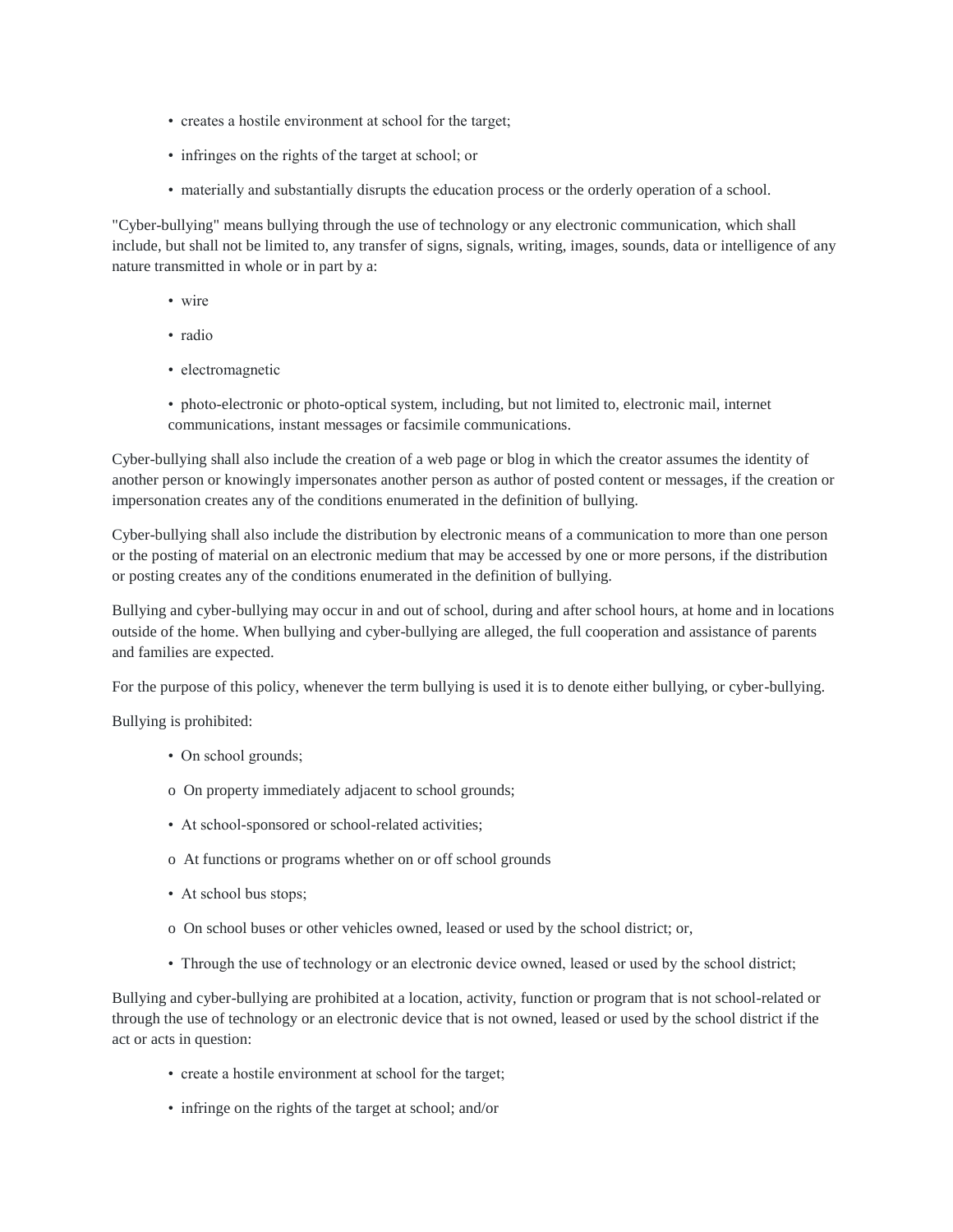- creates a hostile environment at school for the target;
- infringes on the rights of the target at school; or
- materially and substantially disrupts the education process or the orderly operation of a school.

"Cyber-bullying" means bullying through the use of technology or any electronic communication, which shall include, but shall not be limited to, any transfer of signs, signals, writing, images, sounds, data or intelligence of any nature transmitted in whole or in part by a:

- wire
- radio
- electromagnetic
- photo-electronic or photo-optical system, including, but not limited to, electronic mail, internet communications, instant messages or facsimile communications.

Cyber-bullying shall also include the creation of a web page or blog in which the creator assumes the identity of another person or knowingly impersonates another person as author of posted content or messages, if the creation or impersonation creates any of the conditions enumerated in the definition of bullying.

Cyber-bullying shall also include the distribution by electronic means of a communication to more than one person or the posting of material on an electronic medium that may be accessed by one or more persons, if the distribution or posting creates any of the conditions enumerated in the definition of bullying.

Bullying and cyber-bullying may occur in and out of school, during and after school hours, at home and in locations outside of the home. When bullying and cyber-bullying are alleged, the full cooperation and assistance of parents and families are expected.

For the purpose of this policy, whenever the term bullying is used it is to denote either bullying, or cyber-bullying.

Bullying is prohibited:

- On school grounds;
  - On property immediately adjacent to school grounds;
- At school-sponsored or school-related activities;
  - At functions or programs whether on or off school grounds
- At school bus stops;
  - On school buses or other vehicles owned, leased or used by the school district; or,
- Through the use of technology or an electronic device owned, leased or used by the school district;

Bullying and cyber-bullying are prohibited at a location, activity, function or program that is not school-related or through the use of technology or an electronic device that is not owned, leased or used by the school district if the act or acts in question:

- create a hostile environment at school for the target;
- infringe on the rights of the target at school; and/or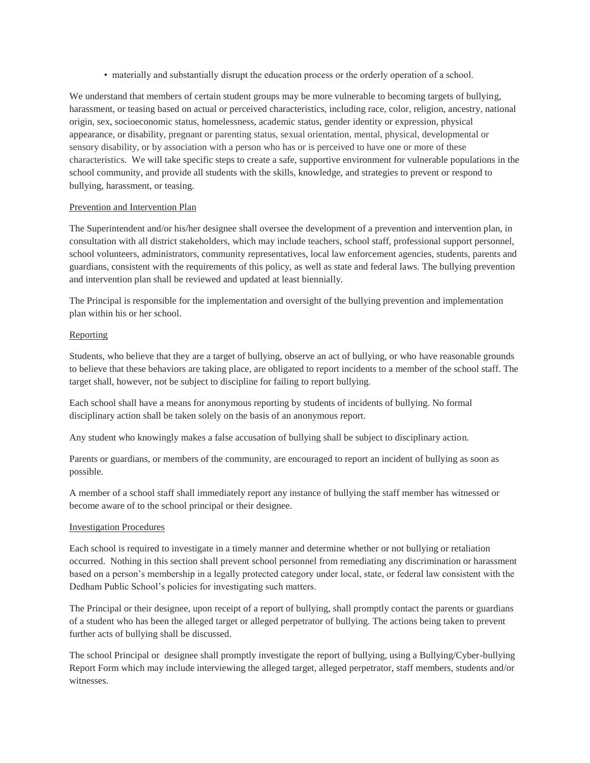- materially and substantially disrupt the education process or the orderly operation of a school.

We understand that members of certain student groups may be more vulnerable to becoming targets of bullying, harassment, or teasing based on actual or perceived characteristics, including race, color, religion, ancestry, national origin, sex, socioeconomic status, homelessness, academic status, gender identity or expression, physical appearance, or disability, pregnant or parenting status, sexual orientation, mental, physical, developmental or sensory disability, or by association with a person who has or is perceived to have one or more of these characteristics. We will take specific steps to create a safe, supportive environment for vulnerable populations in the school community, and provide all students with the skills, knowledge, and strategies to prevent or respond to bullying, harassment, or teasing.

<u>Prevention and Intervention Plan</u>

The Superintendent and/or his/her designee shall oversee the development of a prevention and intervention plan, in consultation with all district stakeholders, which may include teachers, school staff, professional support personnel, school volunteers, administrators, community representatives, local law enforcement agencies, students, parents and guardians, consistent with the requirements of this policy, as well as state and federal laws. The bullying prevention and intervention plan shall be reviewed and updated at least biennially.

The Principal is responsible for the implementation and oversight of the bullying prevention and implementation plan within his or her school.

<u>Reporting</u>

Students, who believe that they are a target of bullying, observe an act of bullying, or who have reasonable grounds to believe that these behaviors are taking place, are obligated to report incidents to a member of the school staff. The target shall, however, not be subject to discipline for failing to report bullying.

Each school shall have a means for anonymous reporting by students of incidents of bullying. No formal disciplinary action shall be taken solely on the basis of an anonymous report.

Any student who knowingly makes a false accusation of bullying shall be subject to disciplinary action.

Parents or guardians, or members of the community, are encouraged to report an incident of bullying as soon as possible.

A member of a school staff shall immediately report any instance of bullying the staff member has witnessed or become aware of to the school principal or their designee.

<u>Investigation Procedures</u>

Each school is required to investigate in a timely manner and determine whether or not bullying or retaliation occurred. Nothing in this section shall prevent school personnel from remediating any discrimination or harassment based on a person's membership in a legally protected category under local, state, or federal law consistent with the Dedham Public School's policies for investigating such matters.

The Principal or their designee, upon receipt of a report of bullying, shall promptly contact the parents or guardians of a student who has been the alleged target or alleged perpetrator of bullying. The actions being taken to prevent further acts of bullying shall be discussed.

The school Principal or designee shall promptly investigate the report of bullying, using a Bullying/Cyber-bullying Report Form which may include interviewing the alleged target, alleged perpetrator, staff members, students and/or witnesses.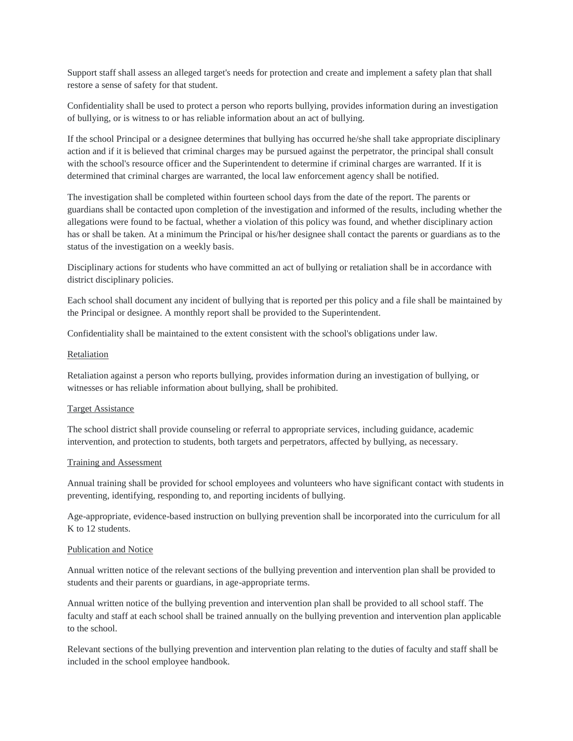Support staff shall assess an alleged target's needs for protection and create and implement a safety plan that shall restore a sense of safety for that student.

Confidentiality shall be used to protect a person who reports bullying, provides information during an investigation of bullying, or is witness to or has reliable information about an act of bullying.

If the school Principal or a designee determines that bullying has occurred he/she shall take appropriate disciplinary action and if it is believed that criminal charges may be pursued against the perpetrator, the principal shall consult with the school's resource officer and the Superintendent to determine if criminal charges are warranted. If it is determined that criminal charges are warranted, the local law enforcement agency shall be notified.

The investigation shall be completed within fourteen school days from the date of the report. The parents or guardians shall be contacted upon completion of the investigation and informed of the results, including whether the allegations were found to be factual, whether a violation of this policy was found, and whether disciplinary action has or shall be taken. At a minimum the Principal or his/her designee shall contact the parents or guardians as to the status of the investigation on a weekly basis.

Disciplinary actions for students who have committed an act of bullying or retaliation shall be in accordance with district disciplinary policies.

Each school shall document any incident of bullying that is reported per this policy and a file shall be maintained by the Principal or designee. A monthly report shall be provided to the Superintendent.

Confidentiality shall be maintained to the extent consistent with the school's obligations under law.

<u>Retaliation</u>

Retaliation against a person who reports bullying, provides information during an investigation of bullying, or witnesses or has reliable information about bullying, shall be prohibited.

<u>Target Assistance</u>

The school district shall provide counseling or referral to appropriate services, including guidance, academic intervention, and protection to students, both targets and perpetrators, affected by bullying, as necessary.

<u>Training and Assessment</u>

Annual training shall be provided for school employees and volunteers who have significant contact with students in preventing, identifying, responding to, and reporting incidents of bullying.

Age-appropriate, evidence-based instruction on bullying prevention shall be incorporated into the curriculum for all K to 12 students.

<u>Publication and Notice</u>

Annual written notice of the relevant sections of the bullying prevention and intervention plan shall be provided to students and their parents or guardians, in age-appropriate terms.

Annual written notice of the bullying prevention and intervention plan shall be provided to all school staff. The faculty and staff at each school shall be trained annually on the bullying prevention and intervention plan applicable to the school.

Relevant sections of the bullying prevention and intervention plan relating to the duties of faculty and staff shall be included in the school employee handbook.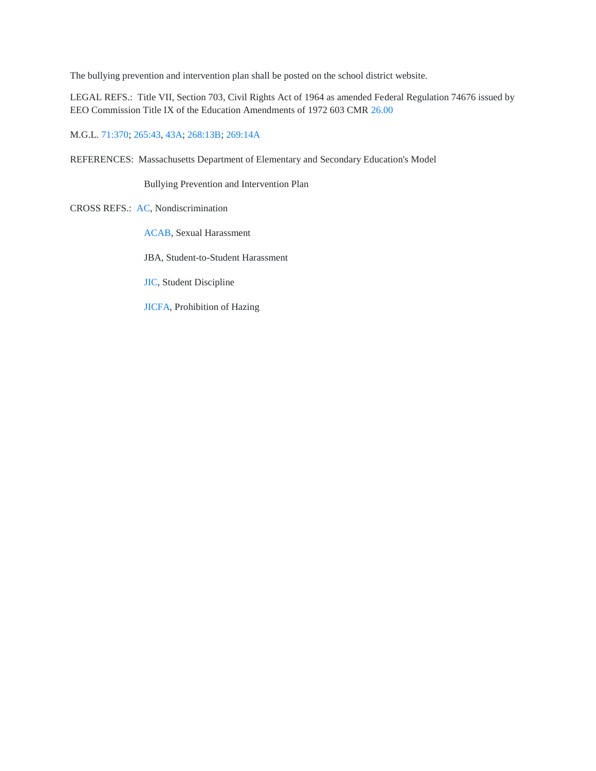The bullying prevention and intervention plan shall be posted on the school district website.

LEGAL REFS.: Title VII, Section 703, Civil Rights Act of 1964 as amended Federal Regulation 74676 issued by EEO Commission Title IX of the Education Amendments of 1972 603 CMR 26.00

M.G.L. 71:370; 265:43, 43A; 268:13B; 269:14A

REFERENCES: Massachusetts Department of Elementary and Secondary Education's Model

Bullying Prevention and Intervention Plan

CROSS REFS.: AC, Nondiscrimination

ACAB, Sexual Harassment

JBA, Student-to-Student Harassment

JIC, Student Discipline

JICFA, Prohibition of Hazing